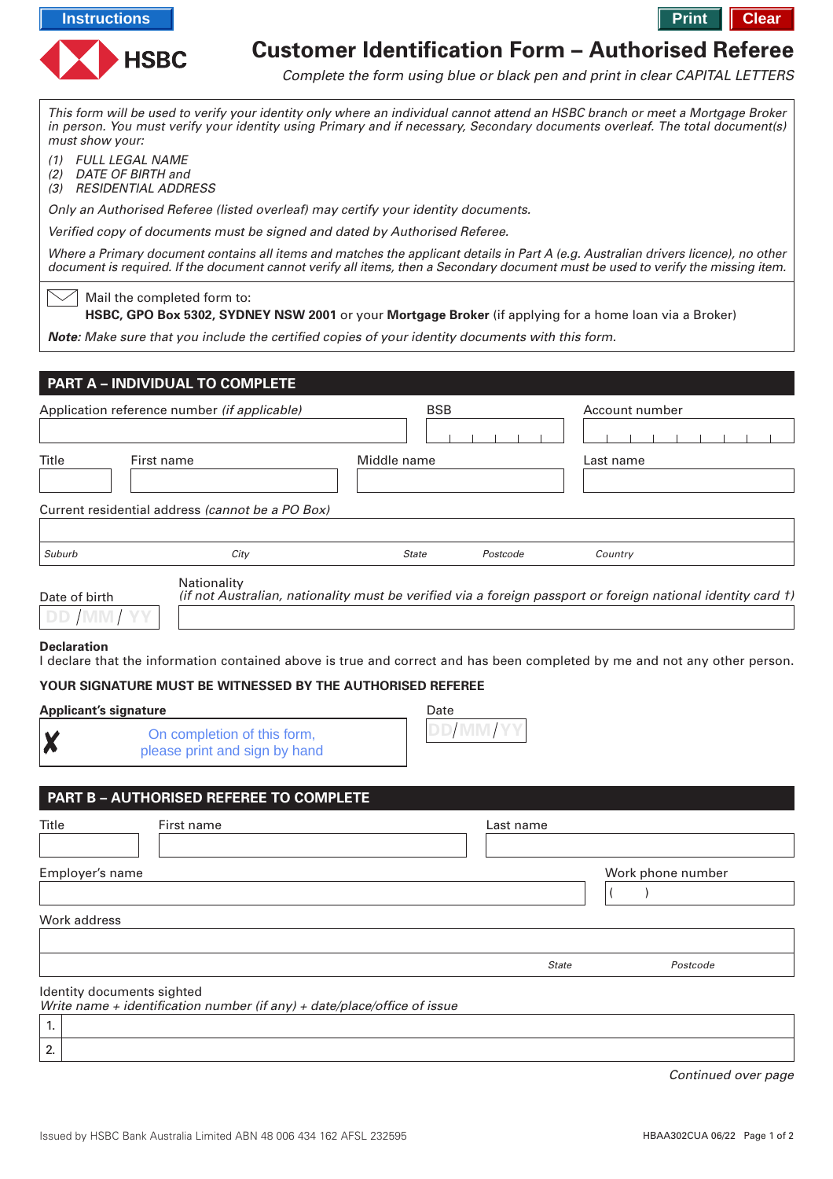Instructions | Print | Clear

HSBC

# Customer Identification Form – Authorised Referee

*Complete the form using blue or black pen and print in clear CAPITAL LETTERS*

*This form will be used to verify your identity only where an individual cannot attend an HSBC branch or meet a Mortgage Broker in person. You must verify your identity using Primary and if necessary, Secondary documents overleaf. The total document(s) must show your:*

*(1) FULL LEGAL NAME*
*(2) DATE OF BIRTH and*
*(3) RESIDENTIAL ADDRESS*

*Only an Authorised Referee (listed overleaf) may certify your identity documents.*

*Verified copy of documents must be signed and dated by Authorised Referee.*

*Where a Primary document contains all items and matches the applicant details in Part A (e.g. Australian drivers licence), no other document is required. If the document cannot verify all items, then a Secondary document must be used to verify the missing item.*

Mail the completed form to:
**HSBC, GPO Box 5302, SYDNEY NSW 2001** or your **Mortgage Broker** (if applying for a home loan via a Broker)

***Note:*** *Make sure that you include the certified copies of your identity documents with this form.*

## PART A – INDIVIDUAL TO COMPLETE

Application reference number *(if applicable)*

BSB

Account number

Title

First name

Middle name

Last name

Current residential address *(cannot be a PO Box)*

*Suburb* *City* *State* *Postcode* *Country*

Date of birth DD / MM / YY

Nationality
*(if not Australian, nationality must be verified via a foreign passport or foreign national identity card †)*

**Declaration**
I declare that the information contained above is true and correct and has been completed by me and not any other person.

**YOUR SIGNATURE MUST BE WITNESSED BY THE AUTHORISED REFEREE**

**Applicant's signature**

✗ On completion of this form, please print and sign by hand

Date DD / MM / YY

## PART B – AUTHORISED REFEREE TO COMPLETE

Title

First name

Last name

Employer's name

Work phone number ( )

Work address

*State* *Postcode*

Identity documents sighted
*Write name + identification number (if any) + date/place/office of issue*

1.

2.

*Continued over page*

Issued by HSBC Bank Australia Limited ABN 48 006 434 162 AFSL 232595

HBAA302CUA 06/22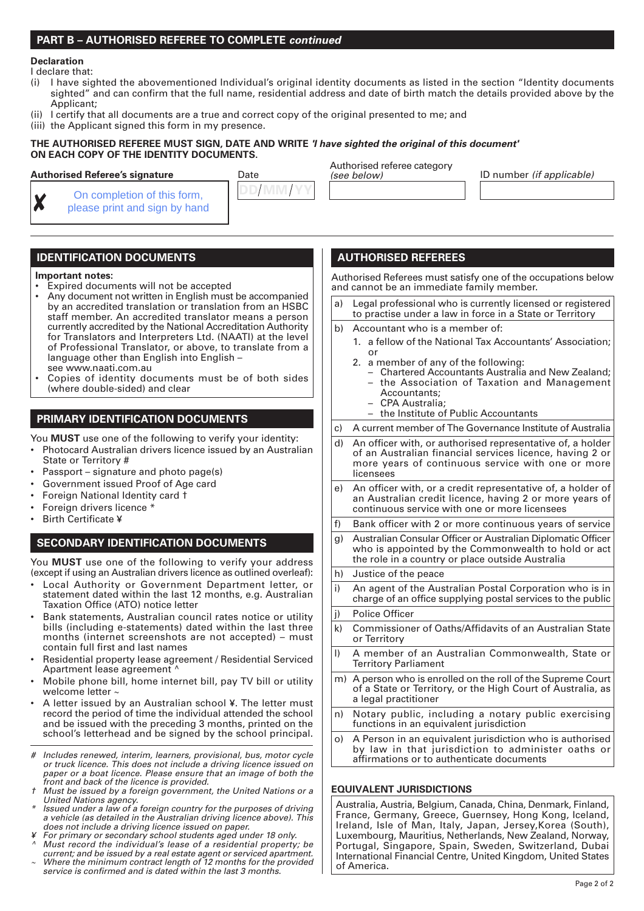## PART B – AUTHORISED REFEREE TO COMPLETE *continued*

**Declaration**

I declare that:

(i) I have sighted the abovementioned Individual's original identity documents as listed in the section "Identity documents sighted" and can confirm that the full name, residential address and date of birth match the details provided above by the Applicant;

(ii) I certify that all documents are a true and correct copy of the original presented to me; and

(iii) the Applicant signed this form in my presence.

**THE AUTHORISED REFEREE MUST SIGN, DATE AND WRITE *'I have sighted the original of this document'* ON EACH COPY OF THE IDENTITY DOCUMENTS.**

| **Authorised Referee's signature** | Date | Authorised referee category *(see below)* | ID number *(if applicable)* |
|---|---|---|---|
| ✗ On completion of this form, please print and sign by hand | DD/MM/YY | | |

## IDENTIFICATION DOCUMENTS

**Important notes:**

- Expired documents will not be accepted
- Any document not written in English must be accompanied by an accredited translation or translation from an HSBC staff member. An accredited translator means a person currently accredited by the National Accreditation Authority for Translators and Interpreters Ltd. (NAATI) at the level of Professional Translator, or above, to translate from a language other than English into English – see www.naati.com.au
- Copies of identity documents must be of both sides (where double-sided) and clear

## PRIMARY IDENTIFICATION DOCUMENTS

You **MUST** use one of the following to verify your identity:

- Photocard Australian drivers licence issued by an Australian State or Territory #
- Passport – signature and photo page(s)
- Government issued Proof of Age card
- Foreign National Identity card †
- Foreign drivers licence *
- Birth Certificate ¥

## SECONDARY IDENTIFICATION DOCUMENTS

You **MUST** use one of the following to verify your address (except if using an Australian drivers licence as outlined overleaf):

- Local Authority or Government Department letter, or statement dated within the last 12 months, e.g. Australian Taxation Office (ATO) notice letter
- Bank statements, Australian council rates notice or utility bills (including e-statements) dated within the last three months (internet screenshots are not accepted) – must contain full first and last names
- Residential property lease agreement / Residential Serviced Apartment lease agreement ^
- Mobile phone bill, home internet bill, pay TV bill or utility welcome letter ~
- A letter issued by an Australian school ¥. The letter must record the period of time the individual attended the school and be issued with the preceding 3 months, printed on the school's letterhead and be signed by the school principal.

\# *Includes renewed, interim, learners, provisional, bus, motor cycle or truck licence. This does not include a driving licence issued on paper or a boat licence. Please ensure that an image of both the front and back of the licence is provided.*

† *Must be issued by a foreign government, the United Nations or a United Nations agency.*

\* *Issued under a law of a foreign country for the purposes of driving a vehicle (as detailed in the Australian driving licence above). This does not include a driving licence issued on paper.*

¥ *For primary or secondary school students aged under 18 only.*

^ *Must record the individual's lease of a residential property; be current; and be issued by a real estate agent or serviced apartment.*

~ *Where the minimum contract length of 12 months for the provided service is confirmed and is dated within the last 3 months.*

## AUTHORISED REFEREES

Authorised Referees must satisfy one of the occupations below and cannot be an immediate family member.

| | |
|---|---|
| a) | Legal professional who is currently licensed or registered to practise under a law in force in a State or Territory |
| b) | Accountant who is a member of: 1. a fellow of the National Tax Accountants' Association; or 2. a member of any of the following: – Chartered Accountants Australia and New Zealand; – the Association of Taxation and Management Accountants; – CPA Australia; – the Institute of Public Accountants |
| c) | A current member of The Governance Institute of Australia |
| d) | An officer with, or authorised representative of, a holder of an Australian financial services licence, having 2 or more years of continuous service with one or more licensees |
| e) | An officer with, or a credit representative of, a holder of an Australian credit licence, having 2 or more years of continuous service with one or more licensees |
| f) | Bank officer with 2 or more continuous years of service |
| g) | Australian Consular Officer or Australian Diplomatic Officer who is appointed by the Commonwealth to hold or act the role in a country or place outside Australia |
| h) | Justice of the peace |
| i) | An agent of the Australian Postal Corporation who is in charge of an office supplying postal services to the public |
| j) | Police Officer |
| k) | Commissioner of Oaths/Affidavits of an Australian State or Territory |
| l) | A member of an Australian Commonwealth, State or Territory Parliament |
| m) | A person who is enrolled on the roll of the Supreme Court of a State or Territory, or the High Court of Australia, as a legal practitioner |
| n) | Notary public, including a notary public exercising functions in an equivalent jurisdiction |
| o) | A Person in an equivalent jurisdiction who is authorised by law in that jurisdiction to administer oaths or affirmations or to authenticate documents |

### EQUIVALENT JURISDICTIONS

Australia, Austria, Belgium, Canada, China, Denmark, Finland, France, Germany, Greece, Guernsey, Hong Kong, Iceland, Ireland, Isle of Man, Italy, Japan, Jersey,Korea (South), Luxembourg, Mauritius, Netherlands, New Zealand, Norway, Portugal, Singapore, Spain, Sweden, Switzerland, Dubai International Financial Centre, United Kingdom, United States of America.